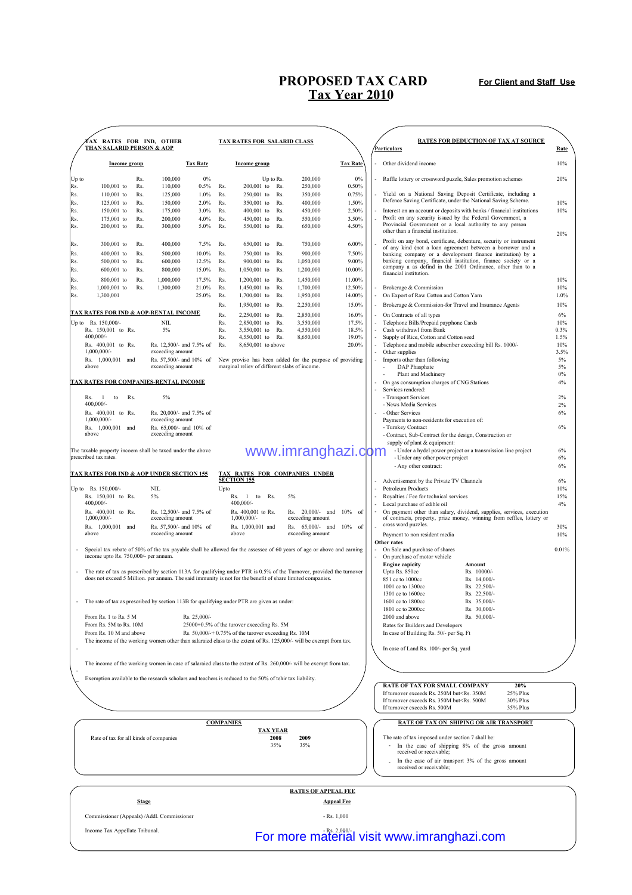# PROPOSED TAX CARD

## Tax Year 2010

**For Client and Staff Use**

### TAX RATES FOR IND, OTHER THAN SALARID PERSON & AOP

| Income group | | Tax Rate |
|---|---|---|
| Up to | Rs. 100,000 | 0% |
| Rs. 100,001 to | Rs. 110,000 | 0.5% |
| Rs. 110,001 to | Rs. 125,000 | 1.0% |
| Rs. 125,001 to | Rs. 150,000 | 2.0% |
| Rs. 150,001 to | Rs. 175,000 | 3.0% |
| Rs. 175,001 to | Rs. 200,000 | 4.0% |
| Rs. 200,001 to | Rs. 300,000 | 5.0% |
| Rs. 300,001 to | Rs. 400,000 | 7.5% |
| Rs. 400,001 to | Rs. 500,000 | 10.0% |
| Rs. 500,001 to | Rs. 600,000 | 12.5% |
| Rs. 600,001 to | Rs. 800,000 | 15.0% |
| Rs. 800,001 to | Rs. 1,000,000 | 17.5% |
| Rs. 1,000,001 to | Rs. 1,300,000 | 21.0% |
| Rs. 1,300,001 | | 25.0% |

### TAX RATES FOR SALARID CLASS

| Income group | | Tax Rate |
|---|---|---|
| Up to Rs. | 200,000 | 0% |
| Rs. 200,001 to Rs. | 250,000 | 0.50% |
| Rs. 250,001 to Rs. | 350,000 | 0.75% |
| Rs. 350,001 to Rs. | 400,000 | 1.50% |
| Rs. 400,001 to Rs. | 450,000 | 2.50% |
| Rs. 450,001 to Rs. | 550,000 | 3.50% |
| Rs. 550,001 to Rs. | 650,000 | 4.50% |
| Rs. 650,001 to Rs. | 750,000 | 6.00% |
| Rs. 750,001 to Rs. | 900,000 | 7.50% |
| Rs. 900,001 to Rs. | 1,050,000 | 9.00% |
| Rs. 1,050,001 to Rs. | 1,200,000 | 10.00% |
| Rs. 1,200,001 to Rs. | 1,450,000 | 11.00% |
| Rs. 1,450,001 to Rs. | 1,700,000 | 12.50% |
| Rs. 1,700,001 to Rs. | 1,950,000 | 14.00% |
| Rs. 1,950,001 to Rs. | 2,250,000 | 15.0% |
| Rs. 2,250,001 to Rs. | 2,850,000 | 16.0% |
| Rs. 2,850,001 to Rs. | 3,550,000 | 17.5% |
| Rs. 3,550,001 to Rs. | 4,550,000 | 18.5% |
| Rs. 4,550,001 to Rs. | 8,650,000 | 19.0% |
| Rs. 8,650,001 to above | | 20.0% |

New proviso has been added for the purpose of providing marginal reliev of different slabs of income.

### TAX RATES FOR IND & AOP-RENTAL INCOME

| Income | Tax |
|---|---|
| Up to Rs. 150,000/- | NIL |
| Rs. 150,001 to Rs. 400,000/- | 5% |
| Rs. 400,001 to Rs. 1,000,000/- | Rs. 12,500/- and 7.5% of exceeding amount |
| Rs. 1,000,001 and above | Rs. 57,500/- and 10% of exceeding amount |

### TAX RATES FOR COMPANIES-RENTAL INCOME

| Income | Tax |
|---|---|
| Rs. 1 to Rs. 400,000/- | 5% |
| Rs. 400,001 to Rs. 1,000,000/- | Rs. 20,000/- and 7.5% of exceeding amount |
| Rs. 1,000,001 and above | Rs. 65,000/- and 10% of exceeding amount |

The taxable property incoem shall be taxed under the above prescribed tax rates.

### TAX RATES FOR IND & AOP UNDER SECTION 155

| Income | Tax |
|---|---|
| Up to Rs. 150,000/- | NIL |
| Rs. 150,001 to Rs. 400,000/- | 5% |
| Rs. 400,001 to Rs. 1,000,000/- | Rs. 12,500/- and 7.5% of exceeding amount |
| Rs. 1,000,001 and above | Rs. 57,500/- and 10% of exceeding amount |

### TAX RATES FOR COMPANIES UNDER SECTION 155

| Income | Tax |
|---|---|
| Upto Rs. 1 to Rs. 400,000/- | 5% |
| Rs. 400,001 to Rs. 1,000,000/- | Rs. 20,000/- and 10% of exceeding amount |
| Rs. 1,000,001 and above | Rs. 65,000/- and 10% of exceeding amount |

- Special tax rebate of 50% of the tax payable shall be allowed for the assessee of 60 years of age or above and earning income upto Rs. 750,000/- per annum.
- The rate of tax as prescribed by section 113A for qualifying under PTR is 0.5% of the Turnover, provided the turnover does not exceed 5 Million. per annum. The said immunity is not for the benefit of share limited companies.
- The rate of tax as prescribed by section 113B for qualifying under PTR are given as under:

| Turnover | Tax |
|---|---|
| From Rs. 1 to Rs. 5 M | Rs. 25,000/- |
| From Rs. 5M to Rs. 10M | 25000+0.5% of the turover exceeding Rs. 5M |
| From Rs. 10 M and above | Rs. 50,000/-+ 0.75% of the turover exceeding Rs. 10M |

- The income of the working women other than salaraied class to the extent of Rs. 125,000/- will be exempt from tax.
- The income of the working women in case of salaraied class to the extent of Rs. 260,000/- will be exempt from tax.
- Exemption available to the research scholars and teachers is reduced to the 50% of tehir tax liability.

### RATES FOR DEDUCTION OF TAX AT SOURCE

| Particulars | Rate |
|---|---|
| - Other dividend income | 10% |
| - Raffle lottery or crossword puzzle, Sales promotion schemes | 20% |
| - Yield on a National Saving Deposit Certificate, including a Defence Saving Certificate, under the National Saving Scheme. | 10% |
| - Interest on an account or deposits with banks / financial institutions | 10% |
| - Profit on any security issued by the Federal Government, a Provincial Government or a local authority to any person other than a financial institution. | 20% |
| - Profit on any bond, certificate, debenture, security or instrument of any kind (not a loan agreement between a borrower and a banking company or a development finance institution) by a banking company, financial institution, finance society or a company a as defind in the 2001 Ordinance, other than to a financial institution. | 10% |
| - Brokerage & Commission | 10% |
| - On Export of Raw Cotton and Cotton Yarn | 1.0% |
| - Brokerage & Commission-for Travel and Insurance Agents | 10% |
| - On Contracts of all types | 6% |
| - Telephone Bills/Prepaid payphone Cards | 10% |
| - Cash withdrawl from Bank | 0.3% |
| - Supply of Rice, Cotton and Cotton seed | 1.5% |
| - Telephone and mobile subscriber exceeding bill Rs. 1000/- | 10% |
| - Other supplies | 3.5% |
| - Imports other than following | 5% |
| - DAP Phosphate | 5% |
| - Plant and Machinery | 0% |
| - On gas consumption charges of CNG Stations | 4% |
| - Services rendered: | |
| - Transport Services | 2% |
| - News Media Services | 2% |
| - Other Services | 6% |
| Payments to non-residents for execution of: | |
| - Turnkey Contract | 6% |
| - Contract, Sub-Contract for the design, Construction or supply of plant & equipment: | |
| - Under a hydel power project or a transmission line project | 6% |
| - Under any other power project | 6% |
| - Any other contract: | 6% |
| - Advertisement by the Private TV Channels | 6% |
| - Petroleum Products | 10% |
| - Royalties / Fee for technical services | 15% |
| - Local purchase of edible oil | 4% |
| - On payment other than salary, dividend, supplies, services, execution of contracts, property, prize money, winning from reffles, lottery or cross word puzzles. | 30% |
| Payment to non resident media | 10% |
| **Other rates** | |
| - On Sale and purchase of shares | 0.01% |
| - On purchase of motor vehicle | |

| Engine capicity | Amount |
|---|---|
| Upto Rs. 850cc | Rs. 10000/- |
| 851 cc to 1000cc | Rs. 14,000/- |
| 1001 cc to 1300cc | Rs. 22,500/- |
| 1301 cc to 1600cc | Rs. 22,500/- |
| 1601 cc to 1800cc | Rs. 35,000/- |
| 1801 cc to 2000cc | Rs. 30,000/- |
| 2000 and above | Rs. 50,000/- |

Rates for Builders and Developers

In case of Building Rs. 50/- per Sq. Ft

In case of Land Rs. 100/- per Sq. yard

### RATE OF TAX FOR SMALL COMPANY

| | |
|---|---|
| RATE OF TAX FOR SMALL COMPANY | 20% |
| If turnover exceeds Rs. 250M but<Rs. 350M | 25% Plus |
| If turnover exceeds Rs. 350M but<Rs. 500M | 30% Plus |
| If turnover exceeds Rs. 500M | 35% Plus |

### COMPANIES

| | TAX YEAR 2008 | 2009 |
|---|---|---|
| Rate of tax for all kinds of companies | 35% | 35% |

### RATE OF TAX ON SHIPING OR AIR TRANSPORT

The rate of tax imposed under section 7 shall be:

- In the case of shipping 8% of the gross amount received or receivable;
- In the case of air transport 3% of the gross amount received or receivable;

### RATES OF APPEAL FEE

| Stage | Appeal Fee |
|---|---|
| Commissioner (Appeals) /Addl. Commissioner | - Rs. 1,000 |
| Income Tax Appellate Tribunal. | - Rs. 2,000/- |

www.imranghazi.com

For more material visit www.imranghazi.com